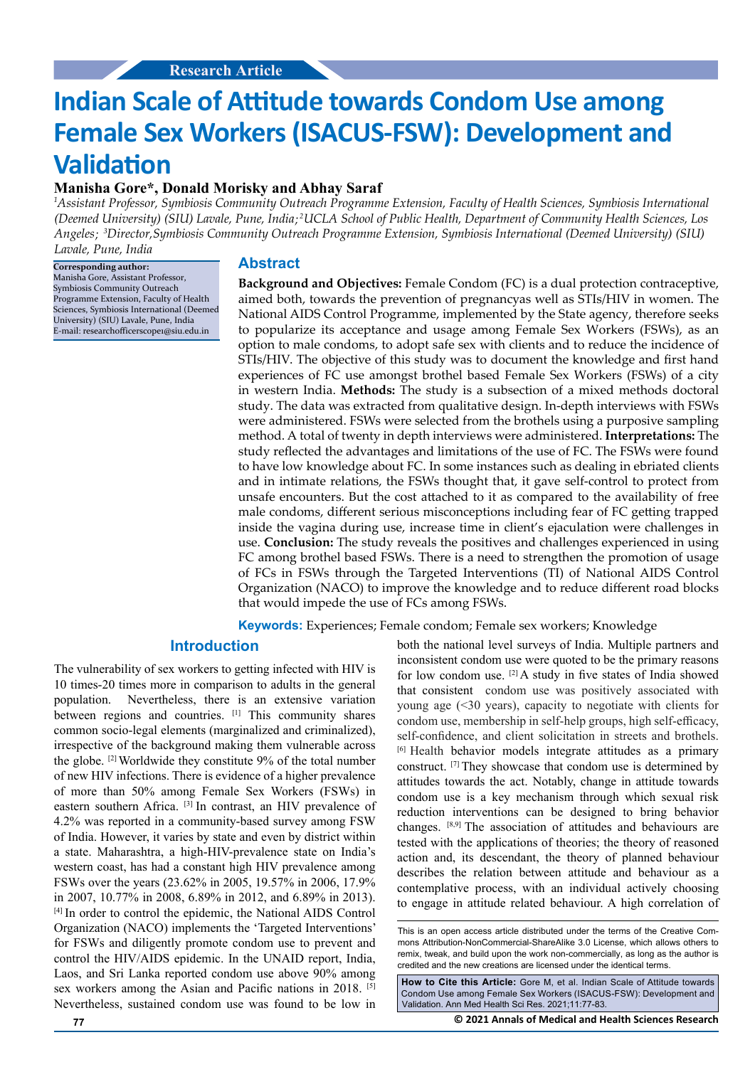Research Article

# Indian Scale of Attitude towards Condom Use among Female Sex Workers (ISACUS-FSW): Development and Validation

**Manisha Gore\*, Donald Morisky and Abhay Saraf**

[1]*Assistant Professor, Symbiosis Community Outreach Programme Extension, Faculty of Health Sciences, Symbiosis International (Deemed University) (SIU) Lavale, Pune, India;* [2]*UCLA School of Public Health, Department of Community Health Sciences, Los Angeles;* [3]*Director, Symbiosis Community Outreach Programme Extension, Symbiosis International (Deemed University) (SIU) Lavale, Pune, India*

**Corresponding author:**
Manisha Gore, Assistant Professor, Symbiosis Community Outreach Programme Extension, Faculty of Health Sciences, Symbiosis International (Deemed University) (SIU) Lavale, Pune, India
E-mail: researchofficerscope1@siu.edu.in

## Abstract

**Background and Objectives:** Female Condom (FC) is a dual protection contraceptive, aimed both, towards the prevention of pregnancyas as well as STIs/HIV in women. The National AIDS Control Programme, implemented by the State agency, therefore seeks to popularize its acceptance and usage among Female Sex Workers (FSWs), as an option to male condoms, to adopt safe sex with clients and to reduce the incidence of STIs/HIV. The objective of this study was to document the knowledge and first hand experiences of FC use amongst brothel based Female Sex Workers (FSWs) of a city in western India. **Methods:** The study is a subsection of a mixed methods doctoral study. The data was extracted from qualitative design. In-depth interviews with FSWs were administered. FSWs were selected from the brothels using a purposive sampling method. A total of twenty in depth interviews were administered. **Interpretations:** The study reflected the advantages and limitations of the use of FC. The FSWs were found to have low knowledge about FC. In some instances such as dealing in ebriated clients and in intimate relations, the FSWs thought that, it gave self-control to protect from unsafe encounters. But the cost attached to it as compared to the availability of free male condoms, different serious misconceptions including fear of FC getting trapped inside the vagina during use, increase time in client's ejaculation were challenges in use. **Conclusion:** The study reveals the positives and challenges experienced in using FC among brothel based FSWs. There is a need to strengthen the promotion of usage of FCs in FSWs through the Targeted Interventions (TI) of National AIDS Control Organization (NACO) to improve the knowledge and to reduce different road blocks that would impede the use of FCs among FSWs.

**Keywords:** Experiences; Female condom; Female sex workers; Knowledge

## Introduction

The vulnerability of sex workers to getting infected with HIV is 10 times-20 times more in comparison to adults in the general population. Nevertheless, there is an extensive variation between regions and countries. [1] This community shares common socio-legal elements (marginalized and criminalized), irrespective of the background making them vulnerable across the globe. [2] Worldwide they constitute 9% of the total number of new HIV infections. There is evidence of a higher prevalence of more than 50% among Female Sex Workers (FSWs) in eastern southern Africa. [3] In contrast, an HIV prevalence of 4.2% was reported in a community-based survey among FSW of India. However, it varies by state and even by district within a state. Maharashtra, a high-HIV-prevalence state on India's western coast, has had a constant high HIV prevalence among FSWs over the years (23.62% in 2005, 19.57% in 2006, 17.9% in 2007, 10.77% in 2008, 6.89% in 2012, and 6.89% in 2013). [4] In order to control the epidemic, the National AIDS Control Organization (NACO) implements the 'Targeted Interventions' for FSWs and diligently promote condom use to prevent and control the HIV/AIDS epidemic. In the UNAID report, India, Laos, and Sri Lanka reported condom use above 90% among sex workers among the Asian and Pacific nations in 2018. [5] Nevertheless, sustained condom use was found to be low in both the national level surveys of India. Multiple partners and inconsistent condom use were quoted to be the primary reasons for low condom use. [2] A study in five states of India showed that consistent condom use was positively associated with young age (<30 years), capacity to negotiate with clients for condom use, membership in self-help groups, high self-efficacy, self-confidence, and client solicitation in streets and brothels. [6] Health behavior models integrate attitudes as a primary construct. [7] They showcase that condom use is determined by attitudes towards the act. Notably, change in attitude towards condom use is a key mechanism through which sexual risk reduction interventions can be designed to bring behavior changes. [8,9] The association of attitudes and behaviours are tested with the applications of theories; the theory of reasoned action and, its descendant, the theory of planned behaviour describes the relation between attitude and behaviour as a contemplative process, with an individual actively choosing to engage in attitude related behaviour. A high correlation of

This is an open access article distributed under the terms of the Creative Commons Attribution-NonCommercial-ShareAlike 3.0 License, which allows others to remix, tweak, and build upon the work non-commercially, as long as the author is credited and the new creations are licensed under the identical terms.

**How to Cite this Article:** Gore M, et al. Indian Scale of Attitude towards Condom Use among Female Sex Workers (ISACUS-FSW): Development and Validation. Ann Med Health Sci Res. 2021;11:77-83.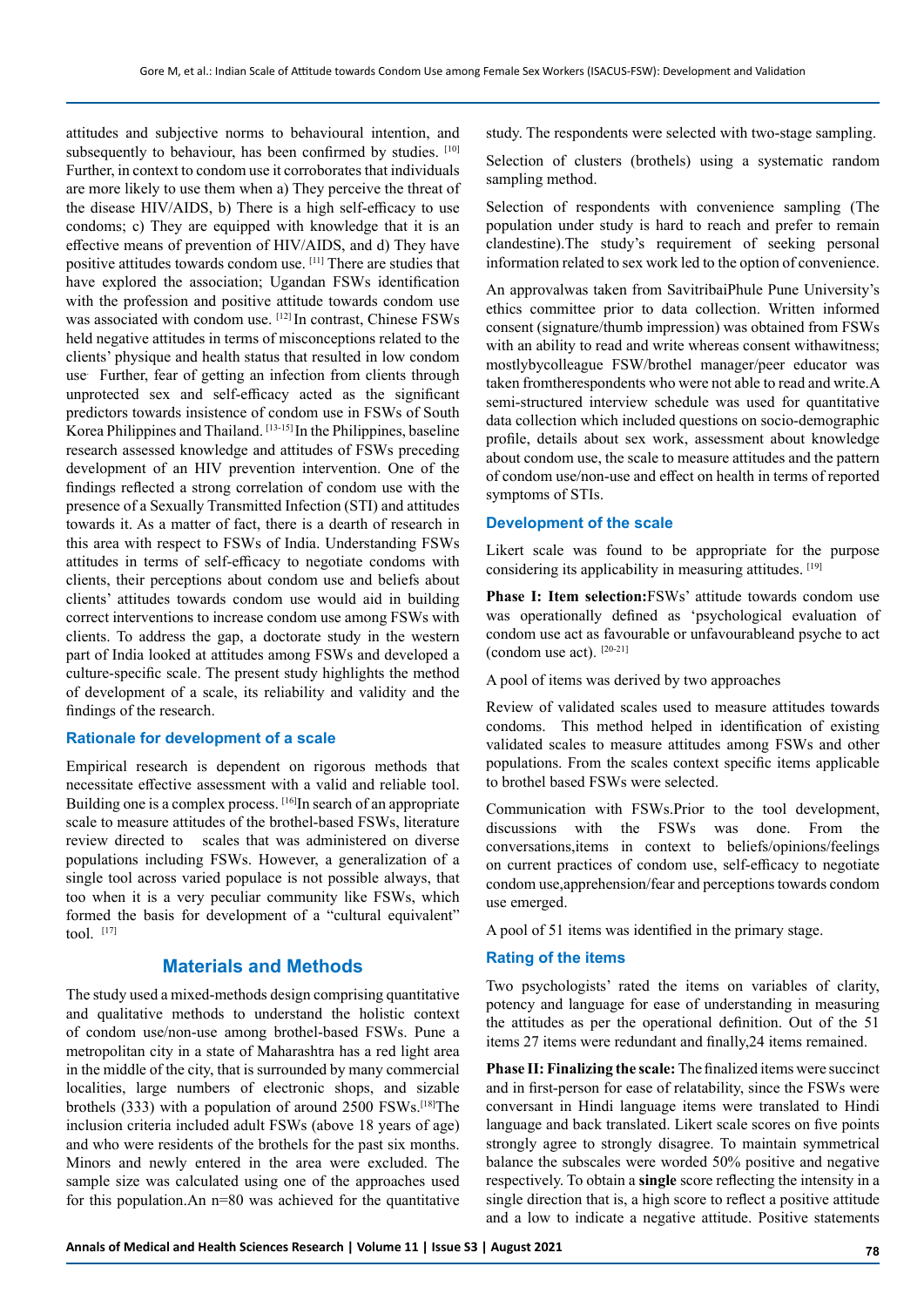attitudes and subjective norms to behavioural intention, and subsequently to behaviour, has been confirmed by studies. [10] Further, in context to condom use it corroborates that individuals are more likely to use them when a) They perceive the threat of the disease HIV/AIDS, b) There is a high self-efficacy to use condoms; c) They are equipped with knowledge that it is an effective means of prevention of HIV/AIDS, and d) They have positive attitudes towards condom use. [11] There are studies that have explored the association; Ugandan FSWs identification with the profession and positive attitude towards condom use was associated with condom use. [12] In contrast, Chinese FSWs held negative attitudes in terms of misconceptions related to the clients' physique and health status that resulted in low condom use. Further, fear of getting an infection from clients through unprotected sex and self-efficacy acted as the significant predictors towards insistence of condom use in FSWs of South Korea Philippines and Thailand. [13-15] In the Philippines, baseline research assessed knowledge and attitudes of FSWs preceding development of an HIV prevention intervention. One of the findings reflected a strong correlation of condom use with the presence of a Sexually Transmitted Infection (STI) and attitudes towards it. As a matter of fact, there is a dearth of research in this area with respect to FSWs of India. Understanding FSWs attitudes in terms of self-efficacy to negotiate condoms with clients, their perceptions about condom use and beliefs about clients' attitudes towards condom use would aid in building correct interventions to increase condom use among FSWs with clients. To address the gap, a doctorate study in the western part of India looked at attitudes among FSWs and developed a culture-specific scale. The present study highlights the method of development of a scale, its reliability and validity and the findings of the research.

### Rationale for development of a scale

Empirical research is dependent on rigorous methods that necessitate effective assessment with a valid and reliable tool. Building one is a complex process. [16] In search of an appropriate scale to measure attitudes of the brothel-based FSWs, literature review directed to scales that was administered on diverse populations including FSWs. However, a generalization of a single tool across varied populace is not possible always, that too when it is a very peculiar community like FSWs, which formed the basis for development of a "cultural equivalent" tool. [17]

## Materials and Methods

The study used a mixed-methods design comprising quantitative and qualitative methods to understand the holistic context of condom use/non-use among brothel-based FSWs. Pune a metropolitan city in a state of Maharashtra has a red light area in the middle of the city, that is surrounded by many commercial localities, large numbers of electronic shops, and sizable brothels (333) with a population of around 2500 FSWs.[18] The inclusion criteria included adult FSWs (above 18 years of age) and who were residents of the brothels for the past six months. Minors and newly entered in the area were excluded. The sample size was calculated using one of the approaches used for this population.An n=80 was achieved for the quantitative study. The respondents were selected with two-stage sampling.

Selection of clusters (brothels) using a systematic random sampling method.

Selection of respondents with convenience sampling (The population under study is hard to reach and prefer to remain clandestine).The study's requirement of seeking personal information related to sex work led to the option of convenience.

An approvalwas taken from SavitribaiPhule Pune University's ethics committee prior to data collection. Written informed consent (signature/thumb impression) was obtained from FSWs with an ability to read and write whereas consent withawitness; mostlybycolleague FSW/brothel manager/peer educator was taken fromtherespondents who were not able to read and write.A semi-structured interview schedule was used for quantitative data collection which included questions on socio-demographic profile, details about sex work, assessment about knowledge about condom use, the scale to measure attitudes and the pattern of condom use/non-use and effect on health in terms of reported symptoms of STIs.

### Development of the scale

Likert scale was found to be appropriate for the purpose considering its applicability in measuring attitudes. [19]

**Phase I: Item selection:**FSWs' attitude towards condom use was operationally defined as 'psychological evaluation of condom use act as favourable or unfavourableand psyche to act (condom use act). [20-21]

A pool of items was derived by two approaches

Review of validated scales used to measure attitudes towards condoms. This method helped in identification of existing validated scales to measure attitudes among FSWs and other populations. From the scales context specific items applicable to brothel based FSWs were selected.

Communication with FSWs.Prior to the tool development, discussions with the FSWs was done. From the conversations,items in context to beliefs/opinions/feelings on current practices of condom use, self-efficacy to negotiate condom use,apprehension/fear and perceptions towards condom use emerged.

A pool of 51 items was identified in the primary stage.

### Rating of the items

Two psychologists' rated the items on variables of clarity, potency and language for ease of understanding in measuring the attitudes as per the operational definition. Out of the 51 items 27 items were redundant and finally,24 items remained.

**Phase II: Finalizing the scale:** The finalized items were succinct and in first-person for ease of relatability, since the FSWs were conversant in Hindi language items were translated to Hindi language and back translated. Likert scale scores on five points strongly agree to strongly disagree. To maintain symmetrical balance the subscales were worded 50% positive and negative respectively. To obtain a **single** score reflecting the intensity in a single direction that is, a high score to reflect a positive attitude and a low to indicate a negative attitude. Positive statements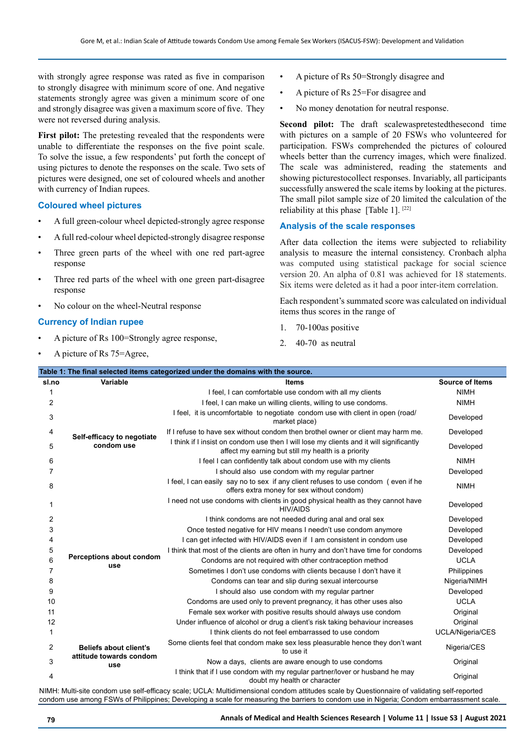with strongly agree response was rated as five in comparison to strongly disagree with minimum score of one. And negative statements strongly agree was given a minimum score of one and strongly disagree was given a maximum score of five. They were not reversed during analysis.

**First pilot:** The pretesting revealed that the respondents were unable to differentiate the responses on the five point scale. To solve the issue, a few respondents' put forth the concept of using pictures to denote the responses on the scale. Two sets of pictures were designed, one set of coloured wheels and another with currency of Indian rupees.

### Coloured wheel pictures

- A full green-colour wheel depicted-strongly agree response
- A full red-colour wheel depicted-strongly disagree response
- Three green parts of the wheel with one red part-agree response
- Three red parts of the wheel with one green part-disagree response
- No colour on the wheel-Neutral response

### Currency of Indian rupee

- A picture of Rs 100=Strongly agree response,
- A picture of Rs 75=Agree,
- A picture of Rs 50=Strongly disagree and
- A picture of Rs 25=For disagree and
- No money denotation for neutral response.

**Second pilot:** The draft scalewaspretestedthesecond time with pictures on a sample of 20 FSWs who volunteered for participation. FSWs comprehended the pictures of coloured wheels better than the currency images, which were finalized. The scale was administered, reading the statements and showing picturestocollect responses. Invariably, all participants successfully answered the scale items by looking at the pictures. The small pilot sample size of 20 limited the calculation of the reliability at this phase [Table 1]. [22]

### Analysis of the scale responses

After data collection the items were subjected to reliability analysis to measure the internal consistency. Cronbach alpha was computed using statistical package for social science version 20. An alpha of 0.81 was achieved for 18 statements. Six items were deleted as it had a poor inter-item correlation.

Each respondent's summated score was calculated on individual items thus scores in the range of

1. 70-100as positive
2. 40-70 as neutral

**Table 1: The final selected items categorized under the domains with the source.**

| sl.no | Variable | Items | Source of Items |
|---|---|---|---|
| 1 | Self-efficacy to negotiate condom use | I feel, I can comfortable use condom with all my clients | NIMH |
| 2 | | I feel, I can make un willing clients, willing to use condoms. | NIMH |
| 3 | | I feel, it is uncomfortable to negotiate condom use with client in open (road/ market place) | Developed |
| 4 | | If I refuse to have sex without condom then brothel owner or client may harm me. | Developed |
| 5 | | I think if I insist on condom use then I will lose my clients and it will significantly affect my earning but still my health is a priority | Developed |
| 6 | | I feel I can confidently talk about condom use with my clients | NIMH |
| 7 | | I should also use condom with my regular partner | Developed |
| 8 | | I feel, I can easily say no to sex if any client refuses to use condom ( even if he offers extra money for sex without condom) | NIMH |
| 1 | Perceptions about condom use | I need not use condoms with clients in good physical health as they cannot have HIV/AIDS | Developed |
| 2 | | I think condoms are not needed during anal and oral sex | Developed |
| 3 | | Once tested negative for HIV means I needn't use condom anymore | Developed |
| 4 | | I can get infected with HIV/AIDS even if I am consistent in condom use | Developed |
| 5 | | I think that most of the clients are often in hurry and don't have time for condoms | Developed |
| 6 | | Condoms are not required with other contraception method | UCLA |
| 7 | | Sometimes I don't use condoms with clients because I don't have it | Philippines |
| 8 | | Condoms can tear and slip during sexual intercourse | Nigeria/NIMH |
| 9 | | I should also use condom with my regular partner | Developed |
| 10 | | Condoms are used only to prevent pregnancy, it has other uses also | UCLA |
| 11 | | Female sex worker with positive results should always use condom | Original |
| 12 | | Under influence of alcohol or drug a client's risk taking behaviour increases | Original |
| 1 | Beliefs about client's attitude towards condom use | I think clients do not feel embarrassed to use condom | UCLA/Nigeria/CES |
| 2 | | Some clients feel that condom make sex less pleasurable hence they don't want to use it | Nigeria/CES |
| 3 | | Now a days, clients are aware enough to use condoms | Original |
| 4 | | I think that if I use condom with my regular partner/lover or husband he may doubt my health or character | Original |

NIMH: Multi-site condom use self-efficacy scale; UCLA: Multidimensional condom attitudes scale by Questionnaire of validating self-reported condom use among FSWs of Philippines; Developing a scale for measuring the barriers to condom use in Nigeria; Condom embarrassment scale.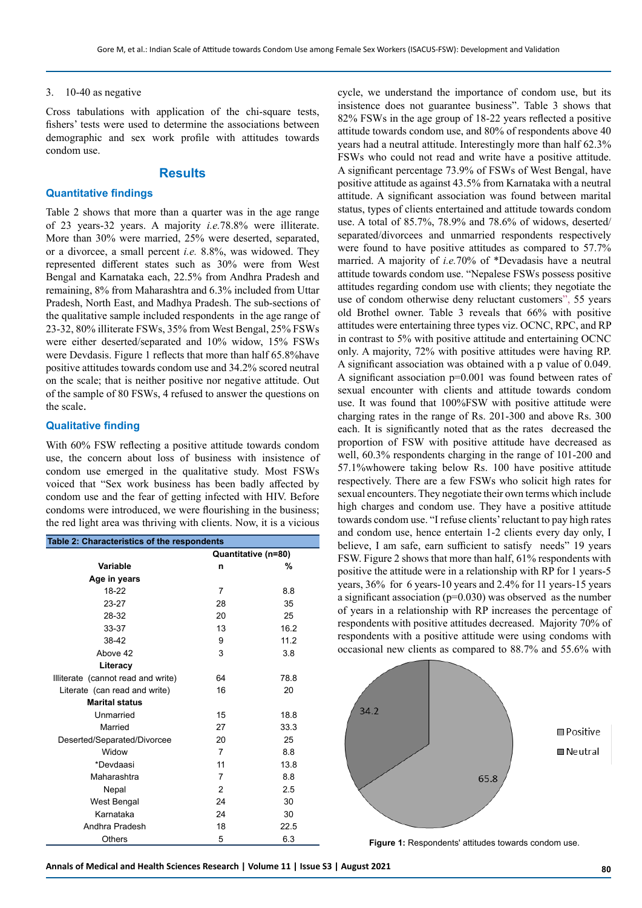3. 10-40 as negative

Cross tabulations with application of the chi-square tests, fishers' tests were used to determine the associations between demographic and sex work profile with attitudes towards condom use.

## Results

### Quantitative findings

Table 2 shows that more than a quarter was in the age range of 23 years-32 years. A majority *i.e.*78.8% were illiterate. More than 30% were married, 25% were deserted, separated, or a divorcee, a small percent *i.e.* 8.8%, was widowed. They represented different states such as 30% were from West Bengal and Karnataka each, 22.5% from Andhra Pradesh and remaining, 8% from Maharashtra and 6.3% included from Uttar Pradesh, North East, and Madhya Pradesh. The sub-sections of the qualitative sample included respondents in the age range of 23-32, 80% illiterate FSWs, 35% from West Bengal, 25% FSWs were either deserted/separated and 10% widow, 15% FSWs were Devdasis. Figure 1 reflects that more than half 65.8%have positive attitudes towards condom use and 34.2% scored neutral on the scale; that is neither positive nor negative attitude. Out of the sample of 80 FSWs, 4 refused to answer the questions on the scale.

### Qualitative finding

With 60% FSW reflecting a positive attitude towards condom use, the concern about loss of business with insistence of condom use emerged in the qualitative study. Most FSWs voiced that "Sex work business has been badly affected by condom use and the fear of getting infected with HIV. Before condoms were introduced, we were flourishing in the business; the red light area was thriving with clients. Now, it is a vicious cycle, we understand the importance of condom use, but its insistence does not guarantee business". Table 3 shows that 82% FSWs in the age group of 18-22 years reflected a positive attitude towards condom use, and 80% of respondents above 40 years had a neutral attitude. Interestingly more than half 62.3% FSWs who could not read and write have a positive attitude. A significant percentage 73.9% of FSWs of West Bengal, have positive attitude as against 43.5% from Karnataka with a neutral attitude. A significant association was found between marital status, types of clients entertained and attitude towards condom use. A total of 85.7%, 78.9% and 78.6% of widows, deserted/separated/divorcees and unmarried respondents respectively were found to have positive attitudes as compared to 57.7% married. A majority of *i.e.*70% of *Devadasis have a neutral attitude towards condom use. "Nepalese FSWs possess positive attitudes regarding condom use with clients; they negotiate the use of condom otherwise deny reluctant customers", 55 years old Brothel owner. Table 3 reveals that 66% with positive attitudes were entertaining three types viz. OCNC, RPC, and RP in contrast to 5% with positive attitude and entertaining OCNC only. A majority, 72% with positive attitudes were having RP. A significant association was obtained with a p value of 0.049. A significant association p=0.001 was found between rates of sexual encounter with clients and attitude towards condom use. It was found that 100%FSW with positive attitude were charging rates in the range of Rs. 201-300 and above Rs. 300 each. It is significantly noted that as the rates decreased the proportion of FSW with positive attitude have decreased as well, 60.3% respondents charging in the range of 101-200 and 57.1%whowere taking below Rs. 100 have positive attitude respectively. There are a few FSWs who solicit high rates for sexual encounters. They negotiate their own terms which include high charges and condom use. They have a positive attitude towards condom use. "I refuse clients' reluctant to pay high rates and condom use, hence entertain 1-2 clients every day only, I believe, I am safe, earn sufficient to satisfy needs" 19 years FSW. Figure 2 shows that more than half, 61% respondents with positive the attitude were in a relationship with RP for 1 years-5 years, 36% for 6 years-10 years and 2.4% for 11 years-15 years a significant association (p=0.030) was observed as the number of years in a relationship with RP increases the percentage of respondents with positive attitudes decreased. Majority 70% of respondents with a positive attitude were using condoms with occasional new clients as compared to 88.7% and 55.6% with

**Table 2: Characteristics of the respondents**

| Variable | Quantitative (n=80) | |
|---|---|---|
| | n | % |
| **Age in years** | | |
| 18-22 | 7 | 8.8 |
| 23-27 | 28 | 35 |
| 28-32 | 20 | 25 |
| 33-37 | 13 | 16.2 |
| 38-42 | 9 | 11.2 |
| Above 42 | 3 | 3.8 |
| **Literacy** | | |
| Illiterate (cannot read and write) | 64 | 78.8 |
| Literate (can read and write) | 16 | 20 |
| **Marital status** | | |
| Unmarried | 15 | 18.8 |
| Married | 27 | 33.3 |
| Deserted/Separated/Divorcee | 20 | 25 |
| Widow | 7 | 8.8 |
| *Devdaasi | 11 | 13.8 |
| Maharashtra | 7 | 8.8 |
| Nepal | 2 | 2.5 |
| West Bengal | 24 | 30 |
| Karnataka | 24 | 30 |
| Andhra Pradesh | 18 | 22.5 |
| Others | 5 | 6.3 |

**Figure 1:** Respondents' attitudes towards condom use.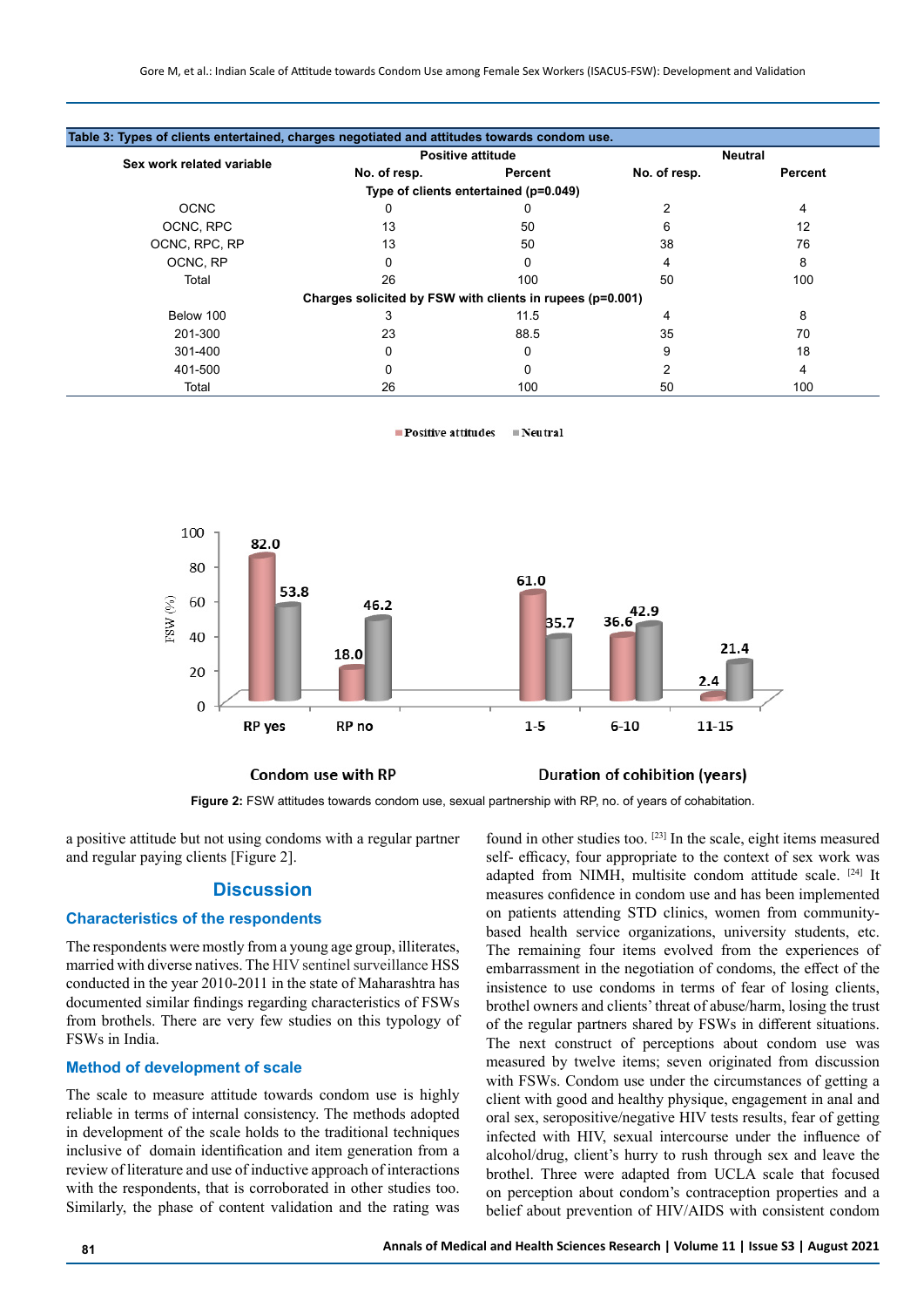**Table 3: Types of clients entertained, charges negotiated and attitudes towards condom use.**

| Sex work related variable | Positive attitude | | Neutral | |
|---|---|---|---|---|
| | No. of resp. | Percent | No. of resp. | Percent |
| **Type of clients entertained (p=0.049)** | | | | |
| OCNC | 0 | 0 | 2 | 4 |
| OCNC, RPC | 13 | 50 | 6 | 12 |
| OCNC, RPC, RP | 13 | 50 | 38 | 76 |
| OCNC, RP | 0 | 0 | 4 | 8 |
| Total | 26 | 100 | 50 | 100 |
| **Charges solicited by FSW with clients in rupees (p=0.001)** | | | | |
| Below 100 | 3 | 11.5 | 4 | 8 |
| 201-300 | 23 | 88.5 | 35 | 70 |
| 301-400 | 0 | 0 | 9 | 18 |
| 401-500 | 0 | 0 | 2 | 4 |
| Total | 26 | 100 | 50 | 100 |

**Figure 2:** FSW attitudes towards condom use, sexual partnership with RP, no. of years of cohabitation.

a positive attitude but not using condoms with a regular partner and regular paying clients [Figure 2].

## Discussion

### Characteristics of the respondents

The respondents were mostly from a young age group, illiterates, married with diverse natives. The HIV sentinel surveillance HSS conducted in the year 2010-2011 in the state of Maharashtra has documented similar findings regarding characteristics of FSWs from brothels. There are very few studies on this typology of FSWs in India.

### Method of development of scale

The scale to measure attitude towards condom use is highly reliable in terms of internal consistency. The methods adopted in development of the scale holds to the traditional techniques inclusive of domain identification and item generation from a review of literature and use of inductive approach of interactions with the respondents, that is corroborated in other studies too. Similarly, the phase of content validation and the rating was found in other studies too. [23] In the scale, eight items measured self- efficacy, four appropriate to the context of sex work was adapted from NIMH, multisite condom attitude scale. [24] It measures confidence in condom use and has been implemented on patients attending STD clinics, women from community-based health service organizations, university students, etc. The remaining four items evolved from the experiences of embarrassment in the negotiation of condoms, the effect of the insistence to use condoms in terms of fear of losing clients, brothel owners and clients' threat of abuse/harm, losing the trust of the regular partners shared by FSWs in different situations. The next construct of perceptions about condom use was measured by twelve items; seven originated from discussion with FSWs. Condom use under the circumstances of getting a client with good and healthy physique, engagement in anal and oral sex, seropositive/negative HIV tests results, fear of getting infected with HIV, sexual intercourse under the influence of alcohol/drug, client's hurry to rush through sex and leave the brothel. Three were adapted from UCLA scale that focused on perception about condom's contraception properties and a belief about prevention of HIV/AIDS with consistent condom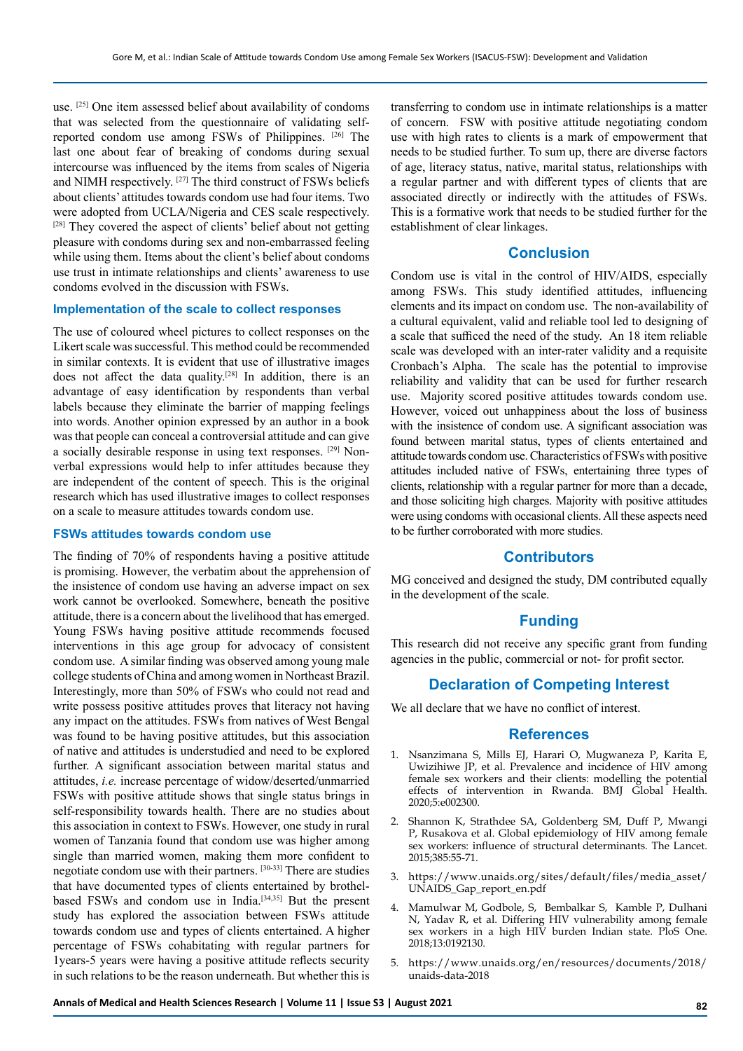use. [25] One item assessed belief about availability of condoms that was selected from the questionnaire of validating self-reported condom use among FSWs of Philippines. [26] The last one about fear of breaking of condoms during sexual intercourse was influenced by the items from scales of Nigeria and NIMH respectively. [27] The third construct of FSWs beliefs about clients' attitudes towards condom use had four items. Two were adopted from UCLA/Nigeria and CES scale respectively. [28] They covered the aspect of clients' belief about not getting pleasure with condoms during sex and non-embarrassed feeling while using them. Items about the client's belief about condoms use trust in intimate relationships and clients' awareness to use condoms evolved in the discussion with FSWs.

### Implementation of the scale to collect responses

The use of coloured wheel pictures to collect responses on the Likert scale was successful. This method could be recommended in similar contexts. It is evident that use of illustrative images does not affect the data quality.[28] In addition, there is an advantage of easy identification by respondents than verbal labels because they eliminate the barrier of mapping feelings into words. Another opinion expressed by an author in a book was that people can conceal a controversial attitude and can give a socially desirable response in using text responses. [29] Non-verbal expressions would help to infer attitudes because they are independent of the content of speech. This is the original research which has used illustrative images to collect responses on a scale to measure attitudes towards condom use.

### FSWs attitudes towards condom use

The finding of 70% of respondents having a positive attitude is promising. However, the verbatim about the apprehension of the insistence of condom use having an adverse impact on sex work cannot be overlooked. Somewhere, beneath the positive attitude, there is a concern about the livelihood that has emerged. Young FSWs having positive attitude recommends focused interventions in this age group for advocacy of consistent condom use. A similar finding was observed among young male college students of China and among women in Northeast Brazil. Interestingly, more than 50% of FSWs who could not read and write possess positive attitudes proves that literacy not having any impact on the attitudes. FSWs from natives of West Bengal was found to be having positive attitudes, but this association of native and attitudes is understudied and need to be explored further. A significant association between marital status and attitudes, *i.e.* increase percentage of widow/deserted/unmarried FSWs with positive attitude shows that single status brings in self-responsibility towards health. There are no studies about this association in context to FSWs. However, one study in rural women of Tanzania found that condom use was higher among single than married women, making them more confident to negotiate condom use with their partners. [30-33] There are studies that have documented types of clients entertained by brothel-based FSWs and condom use in India.[34,35] But the present study has explored the association between FSWs attitude towards condom use and types of clients entertained. A higher percentage of FSWs cohabitating with regular partners for 1years-5 years were having a positive attitude reflects security in such relations to be the reason underneath. But whether this is transferring to condom use in intimate relationships is a matter of concern. FSW with positive attitude negotiating condom use with high rates to clients is a mark of empowerment that needs to be studied further. To sum up, there are diverse factors of age, literacy status, native, marital status, relationships with a regular partner and with different types of clients that are associated directly or indirectly with the attitudes of FSWs. This is a formative work that needs to be studied further for the establishment of clear linkages.

## Conclusion

Condom use is vital in the control of HIV/AIDS, especially among FSWs. This study identified attitudes, influencing elements and its impact on condom use. The non-availability of a cultural equivalent, valid and reliable tool led to designing of a scale that sufficed the need of the study. An 18 item reliable scale was developed with an inter-rater validity and a requisite Cronbach's Alpha. The scale has the potential to improvise reliability and validity that can be used for further research use. Majority scored positive attitudes towards condom use. However, voiced out unhappiness about the loss of business with the insistence of condom use. A significant association was found between marital status, types of clients entertained and attitude towards condom use. Characteristics of FSWs with positive attitudes included native of FSWs, entertaining three types of clients, relationship with a regular partner for more than a decade, and those soliciting high charges. Majority with positive attitudes were using condoms with occasional clients. All these aspects need to be further corroborated with more studies.

## Contributors

MG conceived and designed the study, DM contributed equally in the development of the scale.

## Funding

This research did not receive any specific grant from funding agencies in the public, commercial or not- for profit sector.

## Declaration of Competing Interest

We all declare that we have no conflict of interest.

## References

1. Nsanzimana S, Mills EJ, Harari O, Mugwaneza P, Karita E, Uwizihiwe JP, et al. Prevalence and incidence of HIV among female sex workers and their clients: modelling the potential effects of intervention in Rwanda. BMJ Global Health. 2020;5:e002300.
2. Shannon K, Strathdee SA, Goldenberg SM, Duff P, Mwangi P, Rusakova et al. Global epidemiology of HIV among female sex workers: influence of structural determinants. The Lancet. 2015;385:55-71.
3. https://www.unaids.org/sites/default/files/media_asset/UNAIDS_Gap_report_en.pdf
4. Mamulwar M, Godbole, S, Bembalkar S, Kamble P, Dulhani N, Yadav R, et al. Differing HIV vulnerability among female sex workers in a high HIV burden Indian state. PloS One. 2018;13:0192130.
5. https://www.unaids.org/en/resources/documents/2018/unaids-data-2018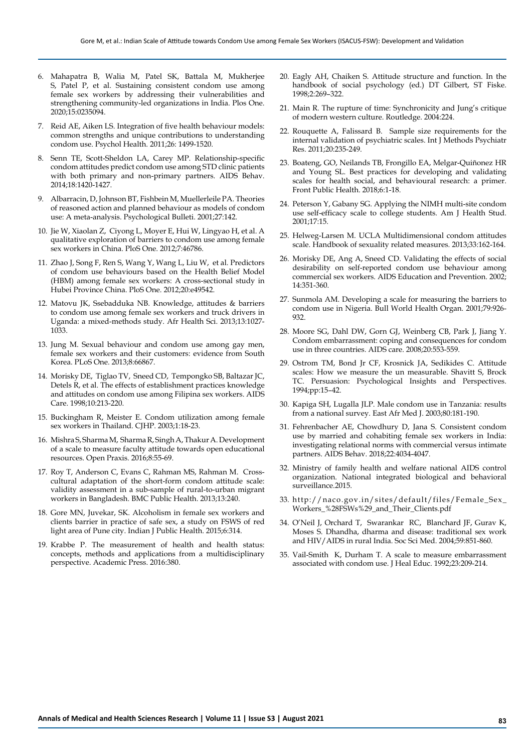6. Mahapatra B, Walia M, Patel SK, Battala M, Mukherjee S, Patel P, et al. Sustaining consistent condom use among female sex workers by addressing their vulnerabilities and strengthening community-led organizations in India. Plos One. 2020;15:0235094.
7. Reid AE, Aiken LS. Integration of five health behaviour models: common strengths and unique contributions to understanding condom use. Psychol Health. 2011;26: 1499-1520.
8. Senn TE, Scott-Sheldon LA, Carey MP. Relationship-specific condom attitudes predict condom use among STD clinic patients with both primary and non-primary partners. AIDS Behav. 2014;18:1420-1427.
9. Albarracin, D, Johnson BT, Fishbein M, Muellerleile PA. Theories of reasoned action and planned behaviour as models of condom use: A meta-analysis. Psychological Bulleti. 2001;27:142.
10. Jie W, Xiaolan Z, Ciyong L, Moyer E, Hui W, Lingyao H, et al. A qualitative exploration of barriers to condom use among female sex workers in China. PloS One. 2012;7:46786.
11. Zhao J, Song F, Ren S, Wang Y, Wang L, Liu W, et al. Predictors of condom use behaviours based on the Health Belief Model (HBM) among female sex workers: A cross-sectional study in Hubei Province China. PloS One. 2012;20:e49542.
12. Matovu JK, Ssebadduka NB. Knowledge, attitudes & barriers to condom use among female sex workers and truck drivers in Uganda: a mixed-methods study. Afr Health Sci. 2013;13:1027-1033.
13. Jung M. Sexual behaviour and condom use among gay men, female sex workers and their customers: evidence from South Korea. PLoS One. 2013;8:66867.
14. Morisky DE, Tiglao TV, Sneed CD, Tempongko SB, Baltazar JC, Detels R, et al. The effects of establishment practices knowledge and attitudes on condom use among Filipina sex workers. AIDS Care. 1998;10:213-220.
15. Buckingham R, Meister E. Condom utilization among female sex workers in Thailand. CJHP. 2003;1:18-23.
16. Mishra S, Sharma M, Sharma R, Singh A, Thakur A. Development of a scale to measure faculty attitude towards open educational resources. Open Praxis. 2016;8:55-69.
17. Roy T, Anderson C, Evans C, Rahman MS, Rahman M. Cross-cultural adaptation of the short-form condom attitude scale: validity assessment in a sub-sample of rural-to-urban migrant workers in Bangladesh. BMC Public Health. 2013;13:240.
18. Gore MN, Juvekar, SK. Alcoholism in female sex workers and clients barrier in practice of safe sex, a study on FSWS of red light area of Pune city. Indian J Public Health. 2015;6:314.
19. Krabbe P. The measurement of health and health status: concepts, methods and applications from a multidisciplinary perspective. Academic Press. 2016:380.
20. Eagly AH, Chaiken S. Attitude structure and function. In the handbook of social psychology (ed.) DT Gilbert, ST Fiske. 1998;2:269–322.
21. Main R. The rupture of time: Synchronicity and Jung's critique of modern western culture. Routledge. 2004:224.
22. Rouquette A, Falissard B. Sample size requirements for the internal validation of psychiatric scales. Int J Methods Psychiatr Res. 2011;20:235-249.
23. Boateng, GO, Neilands TB, Frongillo EA, Melgar-Quiñonez HR and Young SL. Best practices for developing and validating scales for health social, and behavioural research: a primer. Front Public Health. 2018;6:1-18.
24. Peterson Y, Gabany SG. Applying the NIMH multi-site condom use self-efficacy scale to college students. Am J Health Stud. 2001;17:15.
25. Helweg-Larsen M. UCLA Multidimensional condom attitudes scale. Handbook of sexuality related measures. 2013;33:162-164.
26. Morisky DE, Ang A, Sneed CD. Validating the effects of social desirability on self-reported condom use behaviour among commercial sex workers. AIDS Education and Prevention. 2002; 14:351-360.
27. Sunmola AM. Developing a scale for measuring the barriers to condom use in Nigeria. Bull World Health Organ. 2001;79:926-932.
28. Moore SG, Dahl DW, Gorn GJ, Weinberg CB, Park J, Jiang Y. Condom embarrassment: coping and consequences for condom use in three countries. AIDS care. 2008;20:553-559.
29. Ostrom TM, Bond Jr CF, Krosnick JA, Sedikides C. Attitude scales: How we measure the un measurable. Shavitt S, Brock TC. Persuasion: Psychological Insights and Perspectives. 1994;pp:15–42.
30. Kapiga SH, Lugalla JLP. Male condom use in Tanzania: results from a national survey. East Afr Med J. 2003;80:181-190.
31. Fehrenbacher AE, Chowdhury D, Jana S. Consistent condom use by married and cohabiting female sex workers in India: investigating relational norms with commercial versus intimate partners. AIDS Behav. 2018;22:4034-4047.
32. Ministry of family health and welfare national AIDS control organization. National integrated biological and behavioral surveillance.2015.
33. http://naco.gov.in/sites/default/files/Female_Sex_Workers_%28FSWs%29_and_Their_Clients.pdf
34. O'Neil J, Orchard T, Swarankar RC, Blanchard JF, Gurav K, Moses S. Dhandha, dharma and disease: traditional sex work and HIV/AIDS in rural India. Soc Sci Med. 2004;59:851-860.
35. Vail-Smith K, Durham T. A scale to measure embarrassment associated with condom use. J Heal Educ. 1992;23:209-214.